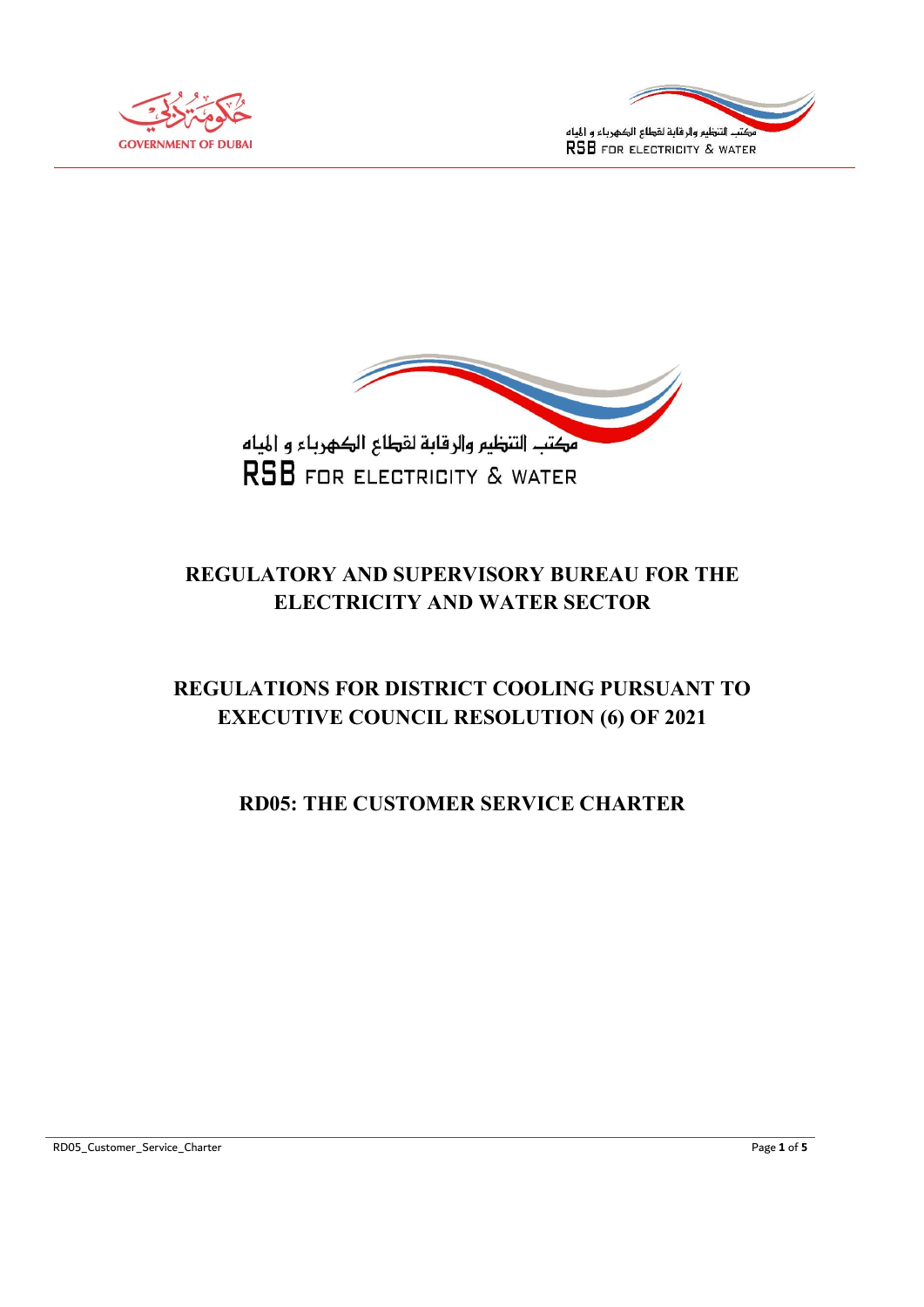# REGULATORY AND SUPERVISORY BUREAU FOR THE ELECTRICITY AND WATER SECTOR

## REGULATIONS FOR DISTRICT COOLING PURSUANT TO EXECUTIVE COUNCIL RESOLUTION (6) OF 2021

## RD05: THE CUSTOMER SERVICE CHARTER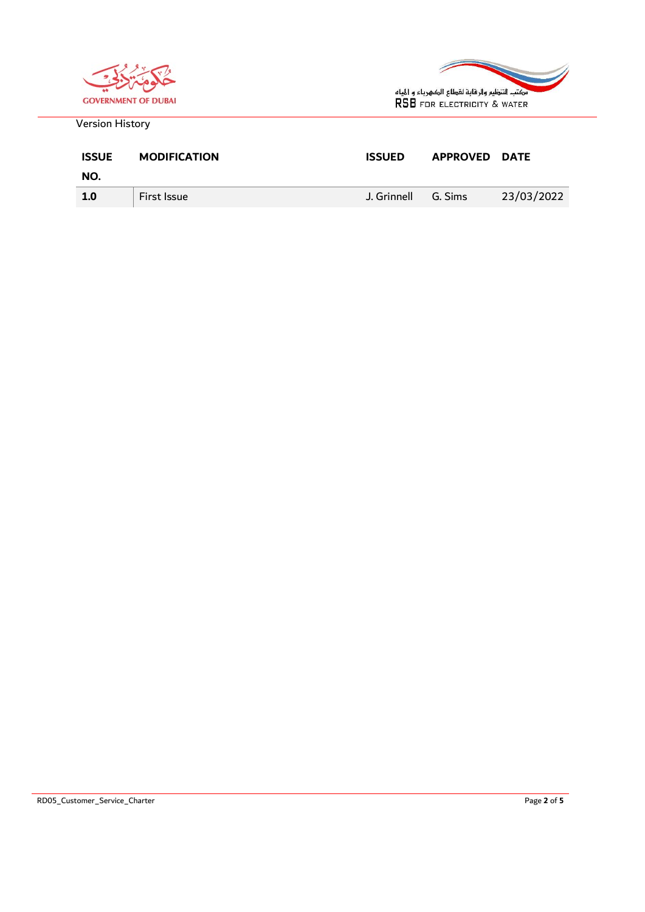Version History

| ISSUE NO. | MODIFICATION | ISSUED | APPROVED | DATE |
| --- | --- | --- | --- | --- |
| **1.0** | First Issue | J. Grinnell | G. Sims | 23/03/2022 |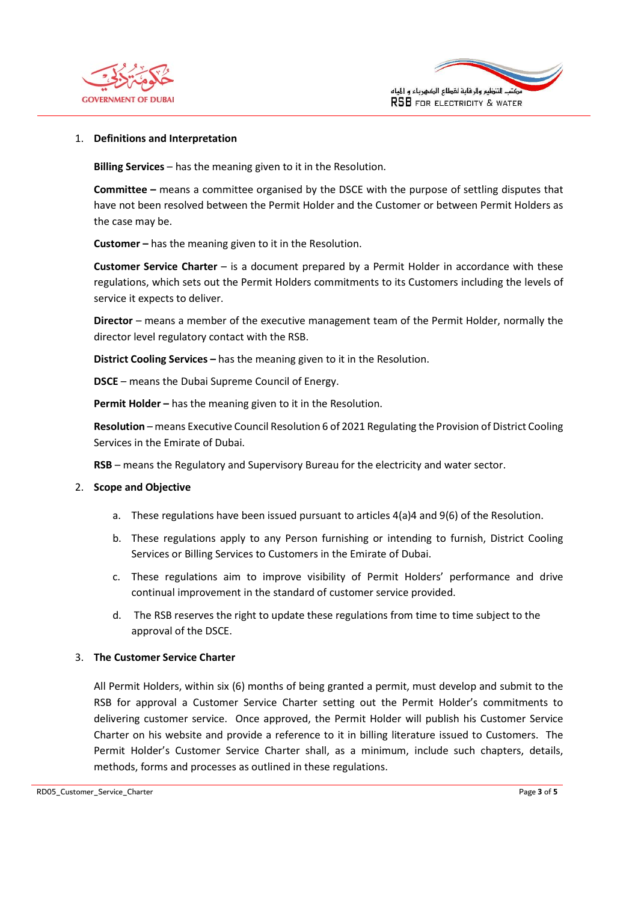## 1. Definitions and Interpretation

**Billing Services** – has the meaning given to it in the Resolution.

**Committee –** means a committee organised by the DSCE with the purpose of settling disputes that have not been resolved between the Permit Holder and the Customer or between Permit Holders as the case may be.

**Customer –** has the meaning given to it in the Resolution.

**Customer Service Charter** – is a document prepared by a Permit Holder in accordance with these regulations, which sets out the Permit Holders commitments to its Customers including the levels of service it expects to deliver.

**Director** – means a member of the executive management team of the Permit Holder, normally the director level regulatory contact with the RSB.

**District Cooling Services –** has the meaning given to it in the Resolution.

**DSCE** – means the Dubai Supreme Council of Energy.

**Permit Holder –** has the meaning given to it in the Resolution.

**Resolution** – means Executive Council Resolution 6 of 2021 Regulating the Provision of District Cooling Services in the Emirate of Dubai.

**RSB** – means the Regulatory and Supervisory Bureau for the electricity and water sector.

## 2. Scope and Objective

a. These regulations have been issued pursuant to articles 4(a)4 and 9(6) of the Resolution.

b. These regulations apply to any Person furnishing or intending to furnish, District Cooling Services or Billing Services to Customers in the Emirate of Dubai.

c. These regulations aim to improve visibility of Permit Holders' performance and drive continual improvement in the standard of customer service provided.

d. The RSB reserves the right to update these regulations from time to time subject to the approval of the DSCE.

## 3. The Customer Service Charter

All Permit Holders, within six (6) months of being granted a permit, must develop and submit to the RSB for approval a Customer Service Charter setting out the Permit Holder's commitments to delivering customer service. Once approved, the Permit Holder will publish his Customer Service Charter on his website and provide a reference to it in billing literature issued to Customers. The Permit Holder's Customer Service Charter shall, as a minimum, include such chapters, details, methods, forms and processes as outlined in these regulations.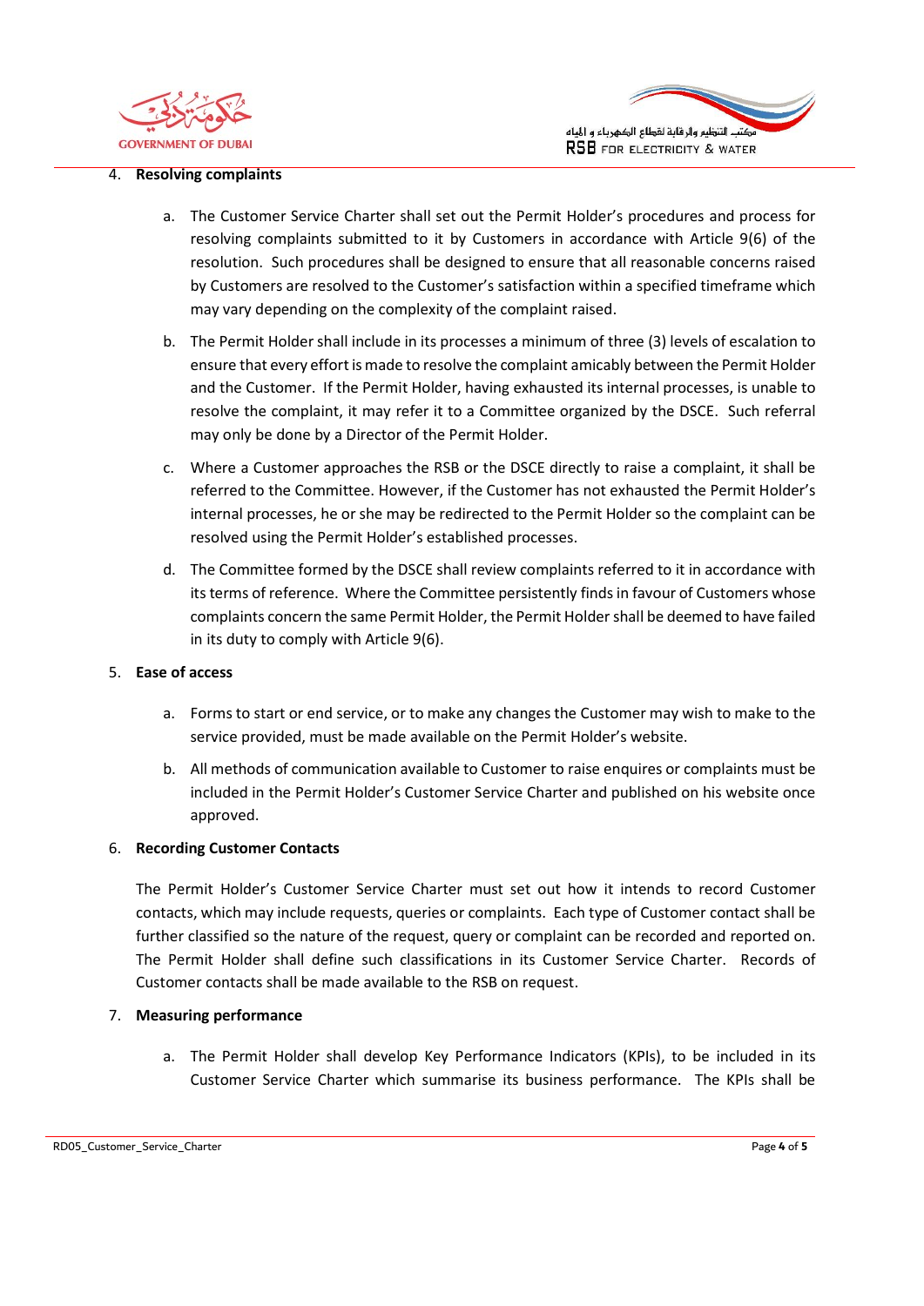4. **Resolving complaints**

   a. The Customer Service Charter shall set out the Permit Holder's procedures and process for resolving complaints submitted to it by Customers in accordance with Article 9(6) of the resolution. Such procedures shall be designed to ensure that all reasonable concerns raised by Customers are resolved to the Customer's satisfaction within a specified timeframe which may vary depending on the complexity of the complaint raised.

   b. The Permit Holder shall include in its processes a minimum of three (3) levels of escalation to ensure that every effort is made to resolve the complaint amicably between the Permit Holder and the Customer. If the Permit Holder, having exhausted its internal processes, is unable to resolve the complaint, it may refer it to a Committee organized by the DSCE. Such referral may only be done by a Director of the Permit Holder.

   c. Where a Customer approaches the RSB or the DSCE directly to raise a complaint, it shall be referred to the Committee. However, if the Customer has not exhausted the Permit Holder's internal processes, he or she may be redirected to the Permit Holder so the complaint can be resolved using the Permit Holder's established processes.

   d. The Committee formed by the DSCE shall review complaints referred to it in accordance with its terms of reference. Where the Committee persistently finds in favour of Customers whose complaints concern the same Permit Holder, the Permit Holder shall be deemed to have failed in its duty to comply with Article 9(6).

5. **Ease of access**

   a. Forms to start or end service, or to make any changes the Customer may wish to make to the service provided, must be made available on the Permit Holder's website.

   b. All methods of communication available to Customer to raise enquires or complaints must be included in the Permit Holder's Customer Service Charter and published on his website once approved.

6. **Recording Customer Contacts**

   The Permit Holder's Customer Service Charter must set out how it intends to record Customer contacts, which may include requests, queries or complaints. Each type of Customer contact shall be further classified so the nature of the request, query or complaint can be recorded and reported on. The Permit Holder shall define such classifications in its Customer Service Charter. Records of Customer contacts shall be made available to the RSB on request.

7. **Measuring performance**

   a. The Permit Holder shall develop Key Performance Indicators (KPIs), to be included in its Customer Service Charter which summarise its business performance. The KPIs shall be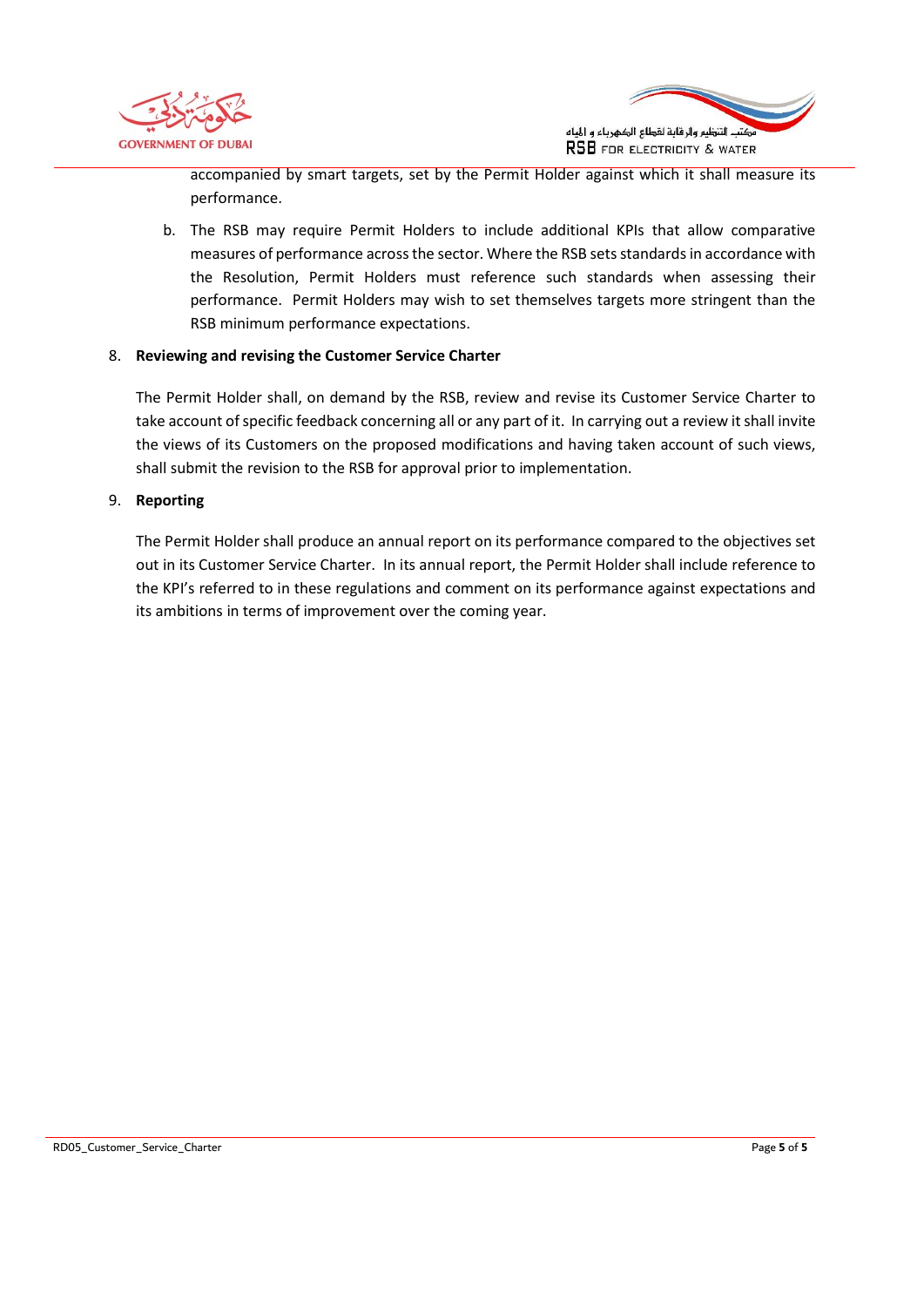accompanied by smart targets, set by the Permit Holder against which it shall measure its performance.

b. The RSB may require Permit Holders to include additional KPIs that allow comparative measures of performance across the sector. Where the RSB sets standards in accordance with the Resolution, Permit Holders must reference such standards when assessing their performance. Permit Holders may wish to set themselves targets more stringent than the RSB minimum performance expectations.

8. **Reviewing and revising the Customer Service Charter**

The Permit Holder shall, on demand by the RSB, review and revise its Customer Service Charter to take account of specific feedback concerning all or any part of it. In carrying out a review it shall invite the views of its Customers on the proposed modifications and having taken account of such views, shall submit the revision to the RSB for approval prior to implementation.

9. **Reporting**

The Permit Holder shall produce an annual report on its performance compared to the objectives set out in its Customer Service Charter. In its annual report, the Permit Holder shall include reference to the KPI's referred to in these regulations and comment on its performance against expectations and its ambitions in terms of improvement over the coming year.